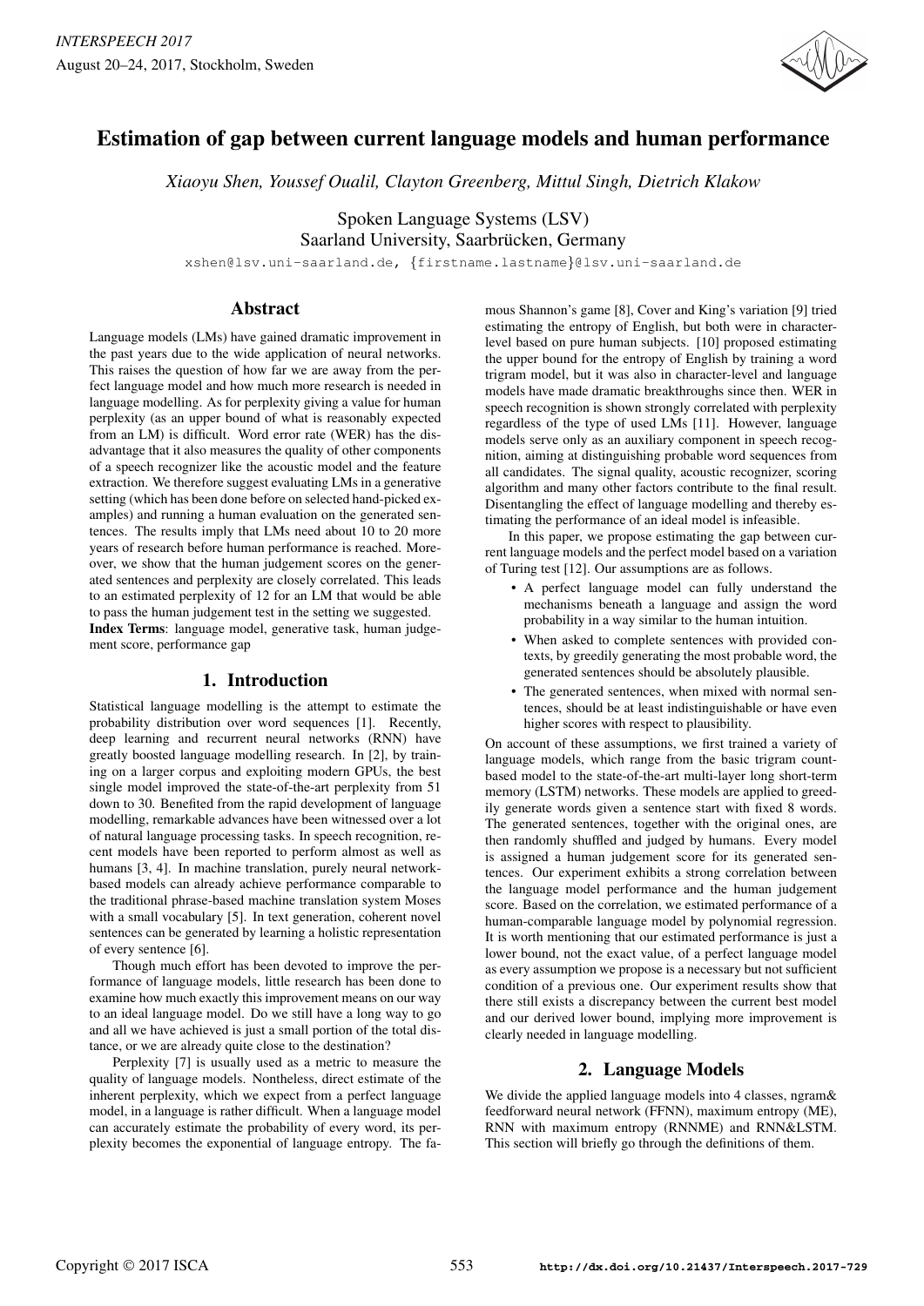# Estimation of gap between current language models and human performance

*Xiaoyu Shen, Youssef Oualil, Clayton Greenberg, Mittul Singh, Dietrich Klakow*

Spoken Language Systems (LSV)
Saarland University, Saarbrücken, Germany

xshen@lsv.uni-saarland.de, {firstname.lastname}@lsv.uni-saarland.de

## Abstract

Language models (LMs) have gained dramatic improvement in the past years due to the wide application of neural networks. This raises the question of how far we are away from the perfect language model and how much more research is needed in language modelling. As for perplexity giving a value for human perplexity (as an upper bound of what is reasonably expected from an LM) is difficult. Word error rate (WER) has the disadvantage that it also measures the quality of other components of a speech recognizer like the acoustic model and the feature extraction. We therefore suggest evaluating LMs in a generative setting (which has been done before on selected hand-picked examples) and running a human evaluation on the generated sentences. The results imply that LMs need about 10 to 20 more years of research before human performance is reached. Moreover, we show that the human judgement scores on the generated sentences and perplexity are closely correlated. This leads to an estimated perplexity of 12 for an LM that would be able to pass the human judgement test in the setting we suggested.

**Index Terms**: language model, generative task, human judgement score, performance gap

## 1. Introduction

Statistical language modelling is the attempt to estimate the probability distribution over word sequences [1]. Recently, deep learning and recurrent neural networks (RNN) have greatly boosted language modelling research. In [2], by training on a larger corpus and exploiting modern GPUs, the best single model improved the state-of-the-art perplexity from 51 down to 30. Benefited from the rapid development of language modelling, remarkable advances have been witnessed over a lot of natural language processing tasks. In speech recognition, recent models have been reported to perform almost as well as humans [3, 4]. In machine translation, purely neural network-based models can already achieve performance comparable to the traditional phrase-based machine translation system Moses with a small vocabulary [5]. In text generation, coherent novel sentences can be generated by learning a holistic representation of every sentence [6].

Though much effort has been devoted to improve the performance of language models, little research has been done to examine how much exactly this improvement means on our way to an ideal language model. Do we still have a long way to go and all we have achieved is just a small portion of the total distance, or we are already quite close to the destination?

Perplexity [7] is usually used as a metric to measure the quality of language models. Nonetheless, direct estimate of the inherent perplexity, which we expect from a perfect language model, in a language is rather difficult. When a language model can accurately estimate the probability of every word, its perplexity becomes the exponential of language entropy. The famous Shannon's game [8], Cover and King's variation [9] tried estimating the entropy of English, but both were in character-level based on pure human subjects. [10] proposed estimating the upper bound for the entropy of English by training a word trigram model, but it was also in character-level and language models have made dramatic breakthroughs since then. WER in speech recognition is shown strongly correlated with perplexity regardless of the type of used LMs [11]. However, language models serve only as an auxiliary component in speech recognition, aiming at distinguishing probable word sequences from all candidates. The signal quality, acoustic recognizer, scoring algorithm and many other factors contribute to the final result. Disentangling the effect of language modelling and thereby estimating the performance of an ideal model is infeasible.

In this paper, we propose estimating the gap between current language models and the perfect model based on a variation of Turing test [12]. Our assumptions are as follows.

- A perfect language model can fully understand the mechanisms beneath a language and assign the word probability in a way similar to the human intuition.
- When asked to complete sentences with provided contexts, by greedily generating the most probable word, the generated sentences should be absolutely plausible.
- The generated sentences, when mixed with normal sentences, should be at least indistinguishable or have even higher scores with respect to plausibility.

On account of these assumptions, we first trained a variety of language models, which range from the basic trigram count-based model to the state-of-the-art multi-layer long short-term memory (LSTM) networks. These models are applied to greedily generate words given a sentence start with fixed 8 words. The generated sentences, together with the original ones, are then randomly shuffled and judged by humans. Every model is assigned a human judgement score for its generated sentences. Our experiment exhibits a strong correlation between the language model performance and the human judgement score. Based on the correlation, we estimated performance of a human-comparable language model by polynomial regression. It is worth mentioning that our estimated performance is just a lower bound, not the exact value, of a perfect language model as every assumption we propose is a necessary but not sufficient condition of a previous one. Our experiment results show that there still exists a discrepancy between the current best model and our derived lower bound, implying more improvement is clearly needed in language modelling.

## 2. Language Models

We divide the applied language models into 4 classes, ngram& feedforward neural network (FFNN), maximum entropy (ME), RNN with maximum entropy (RNNME) and RNN&LSTM. This section will briefly go through the definitions of them.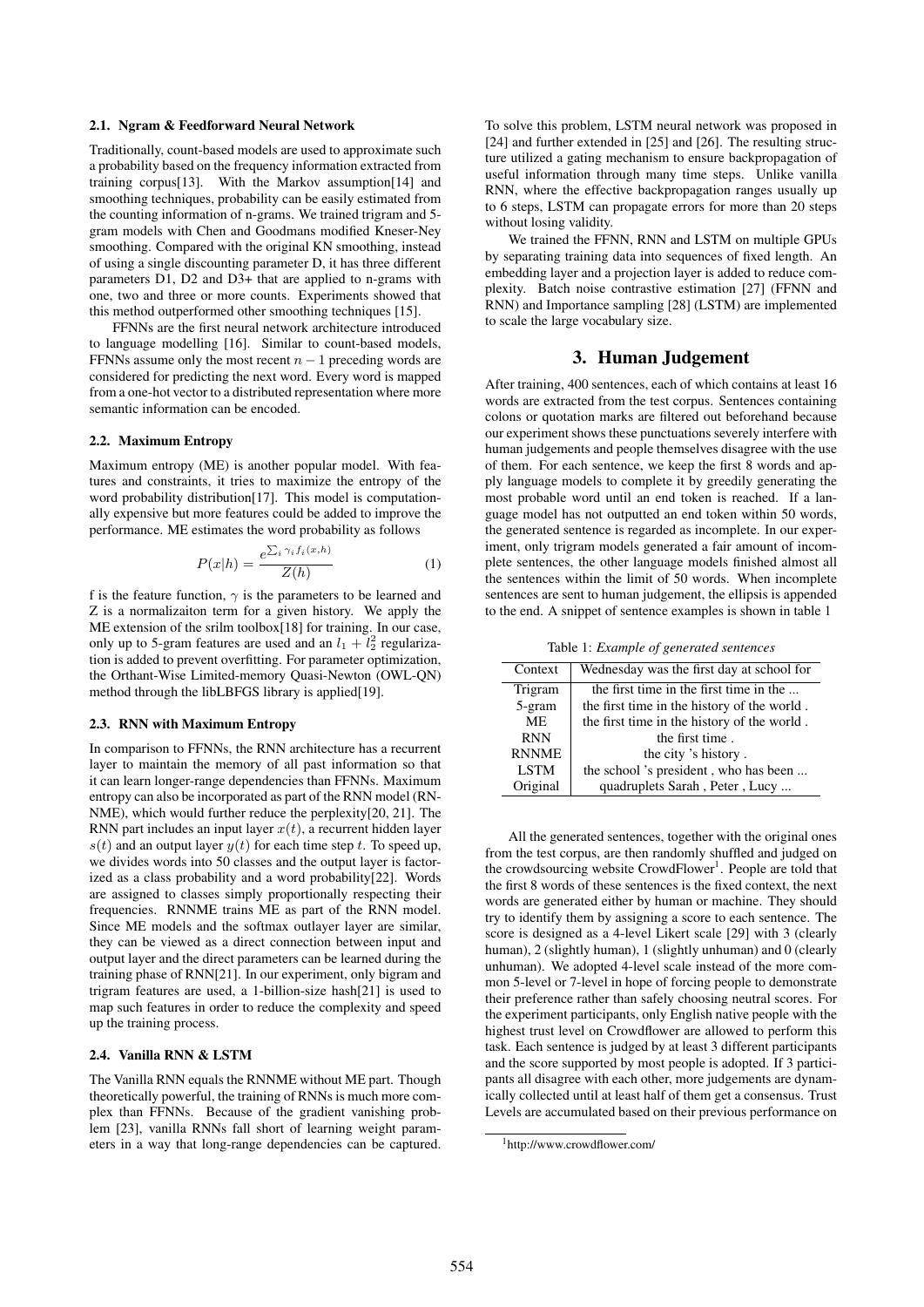### 2.1. Ngram & Feedforward Neural Network

Traditionally, count-based models are used to approximate such a probability based on the frequency information extracted from training corpus[13]. With the Markov assumption[14] and smoothing techniques, probability can be easily estimated from the counting information of n-grams. We trained trigram and 5-gram models with Chen and Goodmans modified Kneser-Ney smoothing. Compared with the original KN smoothing, instead of using a single discounting parameter D, it has three different parameters D1, D2 and D3+ that are applied to n-grams with one, two and three or more counts. Experiments showed that this method outperformed other smoothing techniques [15].

FFNNs are the first neural network architecture introduced to language modelling [16]. Similar to count-based models, FFNNs assume only the most recent $n-1$ preceding words are considered for predicting the next word. Every word is mapped from a one-hot vector to a distributed representation where more semantic information can be encoded.

### 2.2. Maximum Entropy

Maximum entropy (ME) is another popular model. With features and constraints, it tries to maximize the entropy of the word probability distribution[17]. This model is computationally expensive but more features could be added to improve the performance. ME estimates the word probability as follows

$$P(x|h) = \frac{e^{\sum_i \gamma_i f_i(x,h)}}{Z(h)} \tag{1}$$

f is the feature function, $\gamma$ is the parameters to be learned and Z is a normalizaiton term for a given history. We apply the ME extension of the srilm toolbox[18] for training. In our case, only up to 5-gram features are used and an $l_1 + l_2^2$ regularization is added to prevent overfitting. For parameter optimization, the Orthant-Wise Limited-memory Quasi-Newton (OWL-QN) method through the libLBFGS library is applied[19].

### 2.3. RNN with Maximum Entropy

In comparison to FFNNs, the RNN architecture has a recurrent layer to maintain the memory of all past information so that it can learn longer-range dependencies than FFNNs. Maximum entropy can also be incorporated as part of the RNN model (RNNME), which would further reduce the perplexity[20, 21]. The RNN part includes an input layer $x(t)$, a recurrent hidden layer $s(t)$ and an output layer $y(t)$ for each time step $t$. To speed up, we divides words into 50 classes and the output layer is factorized as a class probability and a word probability[22]. Words are assigned to classes simply proportionally respecting their frequencies. RNNME trains ME as part of the RNN model. Since ME models and the softmax outlayer layer are similar, they can be viewed as a direct connection between input and output layer and the direct parameters can be learned during the training phase of RNN[21]. In our experiment, only bigram and trigram features are used, a 1-billion-size hash[21] is used to map such features in order to reduce the complexity and speed up the training process.

### 2.4. Vanilla RNN & LSTM

The Vanilla RNN equals the RNNME without ME part. Though theoretically powerful, the training of RNNs is much more complex than FFNNs. Because of the gradient vanishing problem [23], vanilla RNNs fall short of learning weight parameters in a way that long-range dependencies can be captured. To solve this problem, LSTM neural network was proposed in [24] and further extended in [25] and [26]. The resulting structure utilized a gating mechanism to ensure backpropagation of useful information through many time steps. Unlike vanilla RNN, where the effective backpropagation ranges usually up to 6 steps, LSTM can propagate errors for more than 20 steps without losing validity.

We trained the FFNN, RNN and LSTM on multiple GPUs by separating training data into sequences of fixed length. An embedding layer and a projection layer is added to reduce complexity. Batch noise contrastive estimation [27] (FFNN and RNN) and Importance sampling [28] (LSTM) are implemented to scale the large vocabulary size.

## 3. Human Judgement

After training, 400 sentences, each of which contains at least 16 words are extracted from the test corpus. Sentences containing colons or quotation marks are filtered out beforehand because our experiment shows these punctuations severely interfere with human judgements and people themselves disagree with the use of them. For each sentence, we keep the first 8 words and apply language models to complete it by greedily generating the most probable word until an end token is reached. If a language model has not outputted an end token within 50 words, the generated sentence is regarded as incomplete. In our experiment, only trigram models generated a fair amount of incomplete sentences, the other language models finished almost all the sentences within the limit of 50 words. When incomplete sentences are sent to human judgement, the ellipsis is appended to the end. A snippet of sentence examples is shown in table 1

Table 1: *Example of generated sentences*

| Context | Wednesday was the first day at school for |
|---|---|
| Trigram | the first time in the first time in the ... |
| 5-gram | the first time in the history of the world . |
| ME | the first time in the history of the world . |
| RNN | the first time . |
| RNNME | the city 's history . |
| LSTM | the school 's president , who has been ... |
| Original | quadruplets Sarah , Peter , Lucy ... |

All the generated sentences, together with the original ones from the test corpus, are then randomly shuffled and judged on the crowdsourcing website CrowdFlower[1]. People are told that the first 8 words of these sentences is the fixed context, the next words are generated either by human or machine. They should try to identify them by assigning a score to each sentence. The score is designed as a 4-level Likert scale [29] with 3 (clearly human), 2 (slightly human), 1 (slightly unhuman) and 0 (clearly unhuman). We adopted 4-level scale instead of the more common 5-level or 7-level in hope of forcing people to demonstrate their preference rather than safely choosing neutral scores. For the experiment participants, only English native people with the highest trust level on Crowdflower are allowed to perform this task. Each sentence is judged by at least 3 different participants and the score supported by most people is adopted. If 3 participants all disagree with each other, more judgements are dynamically collected until at least half of them get a consensus. Trust Levels are accumulated based on their previous performance on

[1] http://www.crowdflower.com/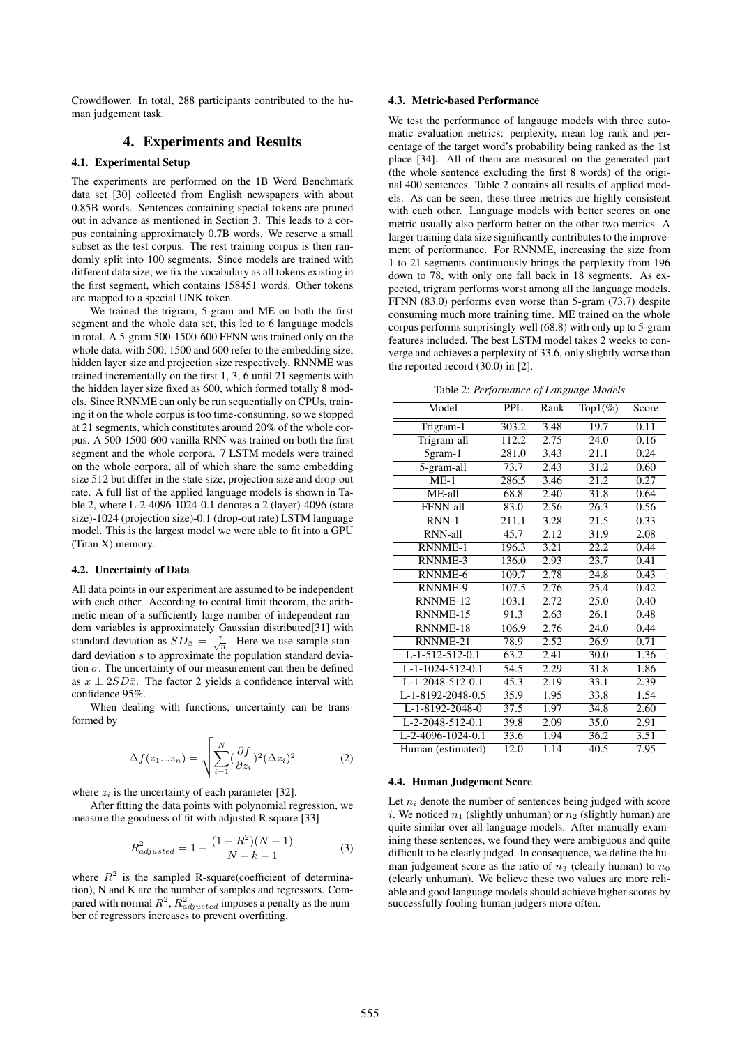Crowdflower. In total, 288 participants contributed to the human judgement task.

# 4. Experiments and Results

### 4.1. Experimental Setup

The experiments are performed on the 1B Word Benchmark data set [30] collected from English newspapers with about 0.85B words. Sentences containing special tokens are pruned out in advance as mentioned in Section 3. This leads to a corpus containing approximately 0.7B words. We reserve a small subset as the test corpus. The rest training corpus is then randomly split into 100 segments. Since models are trained with different data size, we fix the vocabulary as all tokens existing in the first segment, which contains 158451 words. Other tokens are mapped to a special UNK token.

We trained the trigram, 5-gram and ME on both the first segment and the whole data set, this led to 6 language models in total. A 5-gram 500-1500-600 FFNN was trained only on the whole data, with 500, 1500 and 600 refer to the embedding size, hidden layer size and projection size respectively. RNNME was trained incrementally on the first 1, 3, 6 until 21 segments with the hidden layer size fixed as 600, which formed totally 8 models. Since RNNME can only be run sequentially on CPUs, training it on the whole corpus is too time-consuming, so we stopped at 21 segments, which constitutes around 20% of the whole corpus. A 500-1500-600 vanilla RNN was trained on both the first segment and the whole corpora. 7 LSTM models were trained on the whole corpora, all of which share the same embedding size 512 but differ in the state size, projection size and drop-out rate. A full list of the applied language models is shown in Table 2, where L-2-4096-1024-0.1 denotes a 2 (layer)-4096 (state size)-1024 (projection size)-0.1 (drop-out rate) LSTM language model. This is the largest model we were able to fit into a GPU (Titan X) memory.

### 4.2. Uncertainty of Data

All data points in our experiment are assumed to be independent with each other. According to central limit theorem, the arithmetic mean of a sufficiently large number of independent random variables is approximately Gaussian distributed[31] with standard deviation as $SD_{\bar{x}} = \frac{\sigma}{\sqrt{n}}$. Here we use sample standard deviation $s$ to approximate the population standard deviation $\sigma$. The uncertainty of our measurement can then be defined as $x \pm 2SD\bar{x}$. The factor 2 yields a confidence interval with confidence 95%.

When dealing with functions, uncertainty can be transformed by

$$\Delta f(z_1...z_n) = \sqrt{\sum_{i=1}^{N} (\frac{\partial f}{\partial z_i})^2 (\Delta z_i)^2} \tag{2}$$

where $z_i$ is the uncertainty of each parameter [32].

After fitting the data points with polynomial regression, we measure the goodness of fit with adjusted R square [33]

$$R^2_{adjusted} = 1 - \frac{(1 - R^2)(N - 1)}{N - k - 1} \tag{3}$$

where $R^2$ is the sampled R-square(coefficient of determination), N and K are the number of samples and regressors. Compared with normal $R^2$, $R^2_{adjusted}$ imposes a penalty as the number of regressors increases to prevent overfitting.

### 4.3. Metric-based Performance

We test the performance of langauge models with three automatic evaluation metrics: perplexity, mean log rank and percentage of the target word's probability being ranked as the 1st place [34]. All of them are measured on the generated part (the whole sentence excluding the first 8 words) of the original 400 sentences. Table 2 contains all results of applied models. As can be seen, these three metrics are highly consistent with each other. Language models with better scores on one metric usually also perform better on the other two metrics. A larger training data size significantly contributes to the improvement of performance. For RNNME, increasing the size from 1 to 21 segments continuously brings the perplexity from 196 down to 78, with only one fall back in 18 segments. As expected, trigram performs worst among all the language models. FFNN (83.0) performs even worse than 5-gram (73.7) despite consuming much more training time. ME trained on the whole corpus performs surprisingly well (68.8) with only up to 5-gram features included. The best LSTM model takes 2 weeks to converge and achieves a perplexity of 33.6, only slightly worse than the reported record (30.0) in [2].

Table 2: *Performance of Language Models*

| Model | PPL | Rank | Top1(%) | Score |
|---|---|---|---|---|
| Trigram-1 | 303.2 | 3.48 | 19.7 | 0.11 |
| Trigram-all | 112.2 | 2.75 | 24.0 | 0.16 |
| 5gram-1 | 281.0 | 3.43 | 21.1 | 0.24 |
| 5-gram-all | 73.7 | 2.43 | 31.2 | 0.60 |
| ME-1 | 286.5 | 3.46 | 21.2 | 0.27 |
| ME-all | 68.8 | 2.40 | 31.8 | 0.64 |
| FFNN-all | 83.0 | 2.56 | 26.3 | 0.56 |
| RNN-1 | 211.1 | 3.28 | 21.5 | 0.33 |
| RNN-all | 45.7 | 2.12 | 31.9 | 2.08 |
| RNNME-1 | 196.3 | 3.21 | 22.2 | 0.44 |
| RNNME-3 | 136.0 | 2.93 | 23.7 | 0.41 |
| RNNME-6 | 109.7 | 2.78 | 24.8 | 0.43 |
| RNNME-9 | 107.5 | 2.76 | 25.4 | 0.42 |
| RNNME-12 | 103.1 | 2.72 | 25.0 | 0.40 |
| RNNME-15 | 91.3 | 2.63 | 26.1 | 0.48 |
| RNNME-18 | 106.9 | 2.76 | 24.0 | 0.44 |
| RNNME-21 | 78.9 | 2.52 | 26.9 | 0.71 |
| L-1-512-512-0.1 | 63.2 | 2.41 | 30.0 | 1.36 |
| L-1-1024-512-0.1 | 54.5 | 2.29 | 31.8 | 1.86 |
| L-1-2048-512-0.1 | 45.3 | 2.19 | 33.1 | 2.39 |
| L-1-8192-2048-0.5 | 35.9 | 1.95 | 33.8 | 1.54 |
| L-1-8192-2048-0 | 37.5 | 1.97 | 34.8 | 2.60 |
| L-2-2048-512-0.1 | 39.8 | 2.09 | 35.0 | 2.91 |
| L-2-4096-1024-0.1 | 33.6 | 1.94 | 36.2 | 3.51 |
| Human (estimated) | 12.0 | 1.14 | 40.5 | 7.95 |

### 4.4. Human Judgement Score

Let $n_i$ denote the number of sentences being judged with score $i$. We noticed $n_1$ (slightly unhuman) or $n_2$ (slightly human) are quite similar over all language models. After manually examining these sentences, we found they were ambiguous and quite difficult to be clearly judged. In consequence, we define the human judgement score as the ratio of $n_3$ (clearly human) to $n_0$ (clearly unhuman). We believe these two values are more reliable and good language models should achieve higher scores by successfully fooling human judgers more often.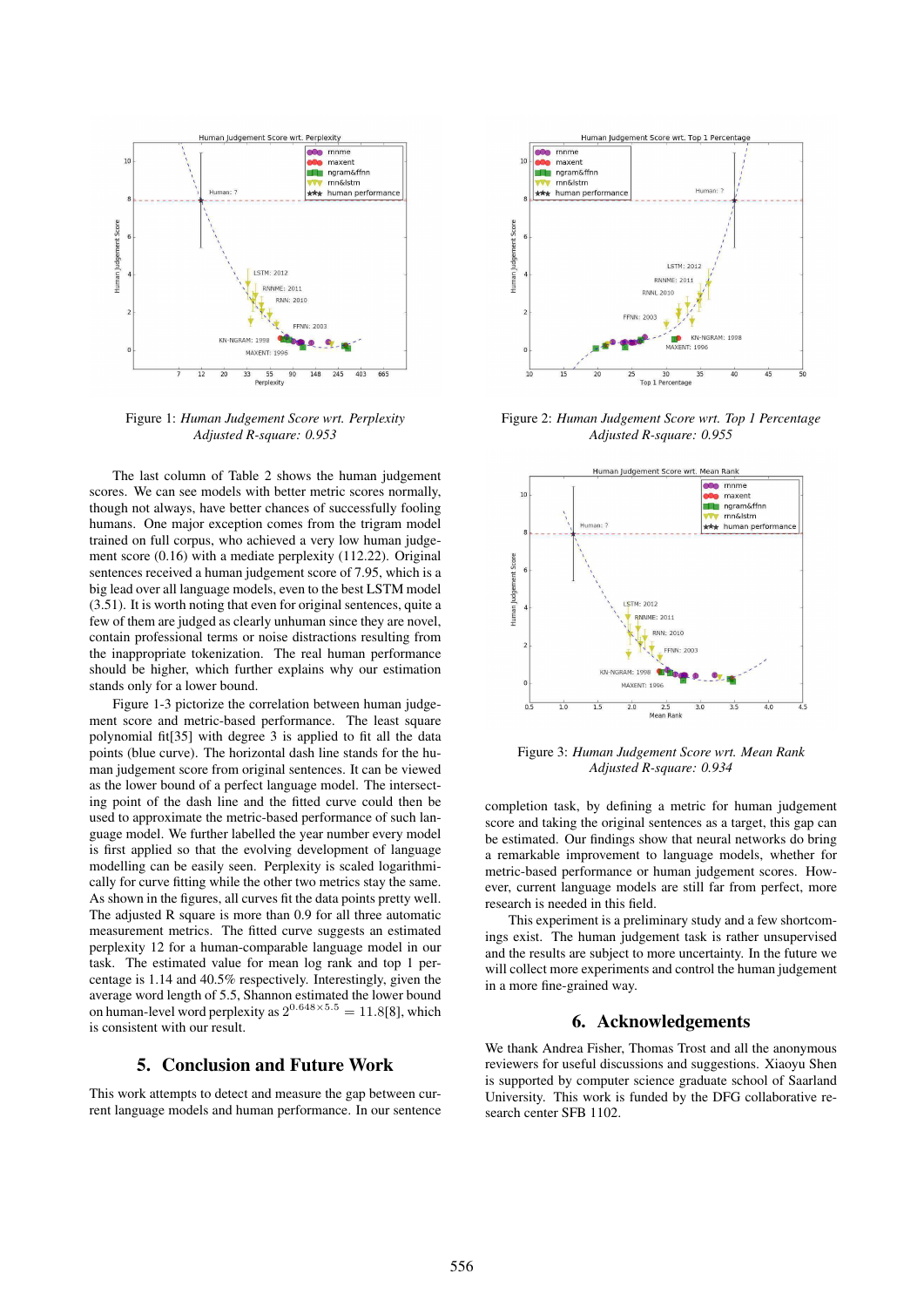Figure 1: *Human Judgement Score wrt. Perplexity Adjusted R-square: 0.953*

Figure 2: *Human Judgement Score wrt. Top 1 Percentage Adjusted R-square: 0.955*

Figure 3: *Human Judgement Score wrt. Mean Rank Adjusted R-square: 0.934*

The last column of Table 2 shows the human judgement scores. We can see models with better metric scores normally, though not always, have better chances of successfully fooling humans. One major exception comes from the trigram model trained on full corpus, who achieved a very low human judgement score (0.16) with a mediate perplexity (112.22). Original sentences received a human judgement score of 7.95, which is a big lead over all language models, even to the best LSTM model (3.51). It is worth noting that even for original sentences, quite a few of them are judged as clearly unhuman since they are novel, contain professional terms or noise distractions resulting from the inappropriate tokenization. The real human performance should be higher, which further explains why our estimation stands only for a lower bound.

Figure 1-3 pictorize the correlation between human judgement score and metric-based performance. The least square polynomial fit[35] with degree 3 is applied to fit all the data points (blue curve). The horizontal dash line stands for the human judgement score from original sentences. It can be viewed as the lower bound of a perfect language model. The intersecting point of the dash line and the fitted curve could then be used to approximate the metric-based performance of such language model. We further labelled the year number every model is first applied so that the evolving development of language modelling can be easily seen. Perplexity is scaled logarithmically for curve fitting while the other two metrics stay the same. As shown in the figures, all curves fit the data points pretty well. The adjusted R square is more than 0.9 for all three automatic measurement metrics. The fitted curve suggests an estimated perplexity 12 for a human-comparable language model in our task. The estimated value for mean log rank and top 1 percentage is 1.14 and 40.5% respectively. Interestingly, given the average word length of 5.5, Shannon estimated the lower bound on human-level word perplexity as $2^{0.648\times 5.5} = 11.8$[8], which is consistent with our result.

## 5. Conclusion and Future Work

This work attempts to detect and measure the gap between current language models and human performance. In our sentence completion task, by defining a metric for human judgement score and taking the original sentences as a target, this gap can be estimated. Our findings show that neural networks do bring a remarkable improvement to language models, whether for metric-based performance or human judgement scores. However, current language models are still far from perfect, more research is needed in this field.

This experiment is a preliminary study and a few shortcomings exist. The human judgement task is rather unsupervised and the results are subject to more uncertainty. In the future we will collect more experiments and control the human judgement in a more fine-grained way.

## 6. Acknowledgements

We thank Andrea Fisher, Thomas Trost and all the anonymous reviewers for useful discussions and suggestions. Xiaoyu Shen is supported by computer science graduate school of Saarland University. This work is funded by the DFG collaborative research center SFB 1102.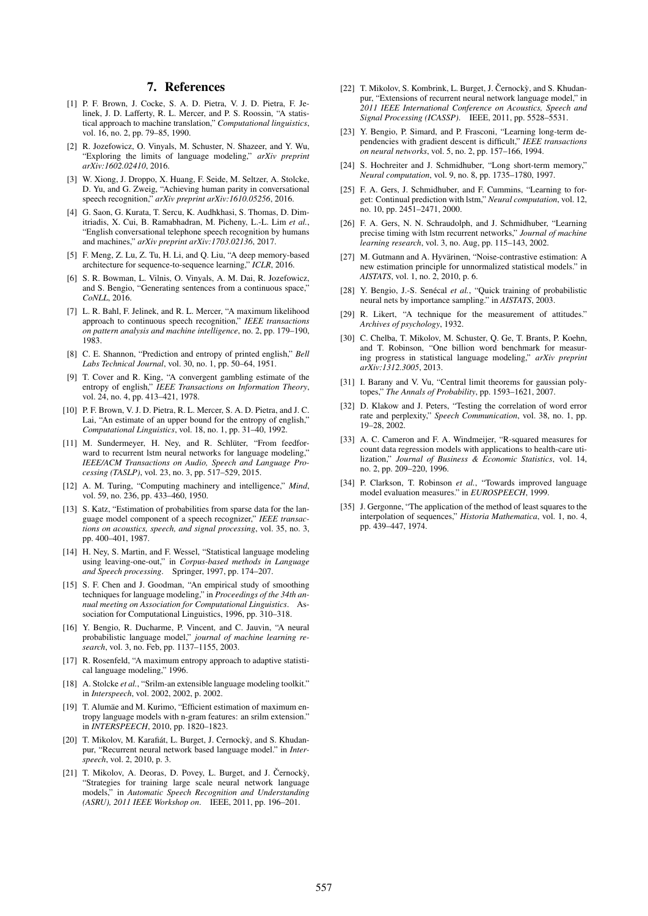## 7. References

[1] P. F. Brown, J. Cocke, S. A. D. Pietra, V. J. D. Pietra, F. Jelinek, J. D. Lafferty, R. L. Mercer, and P. S. Roossin, "A statistical approach to machine translation," *Computational linguistics*, vol. 16, no. 2, pp. 79–85, 1990.

[2] R. Jozefowicz, O. Vinyals, M. Schuster, N. Shazeer, and Y. Wu, "Exploring the limits of language modeling," *arXiv preprint arXiv:1602.02410*, 2016.

[3] W. Xiong, J. Droppo, X. Huang, F. Seide, M. Seltzer, A. Stolcke, D. Yu, and G. Zweig, "Achieving human parity in conversational speech recognition," *arXiv preprint arXiv:1610.05256*, 2016.

[4] G. Saon, G. Kurata, T. Sercu, K. Audhkhasi, S. Thomas, D. Dimitriadis, X. Cui, B. Ramabhadran, M. Picheny, L.-L. Lim *et al.*, "English conversational telephone speech recognition by humans and machines," *arXiv preprint arXiv:1703.02136*, 2017.

[5] F. Meng, Z. Lu, Z. Tu, H. Li, and Q. Liu, "A deep memory-based architecture for sequence-to-sequence learning," *ICLR*, 2016.

[6] S. R. Bowman, L. Vilnis, O. Vinyals, A. M. Dai, R. Jozefowicz, and S. Bengio, "Generating sentences from a continuous space," *CoNLL*, 2016.

[7] L. R. Bahl, F. Jelinek, and R. L. Mercer, "A maximum likelihood approach to continuous speech recognition," *IEEE transactions on pattern analysis and machine intelligence*, no. 2, pp. 179–190, 1983.

[8] C. E. Shannon, "Prediction and entropy of printed english," *Bell Labs Technical Journal*, vol. 30, no. 1, pp. 50–64, 1951.

[9] T. Cover and R. King, "A convergent gambling estimate of the entropy of english," *IEEE Transactions on Information Theory*, vol. 24, no. 4, pp. 413–421, 1978.

[10] P. F. Brown, V. J. D. Pietra, R. L. Mercer, S. A. D. Pietra, and J. C. Lai, "An estimate of an upper bound for the entropy of english," *Computational Linguistics*, vol. 18, no. 1, pp. 31–40, 1992.

[11] M. Sundermeyer, H. Ney, and R. Schlüter, "From feedforward to recurrent lstm neural networks for language modeling," *IEEE/ACM Transactions on Audio, Speech and Language Processing (TASLP)*, vol. 23, no. 3, pp. 517–529, 2015.

[12] A. M. Turing, "Computing machinery and intelligence," *Mind*, vol. 59, no. 236, pp. 433–460, 1950.

[13] S. Katz, "Estimation of probabilities from sparse data for the language model component of a speech recognizer," *IEEE transactions on acoustics, speech, and signal processing*, vol. 35, no. 3, pp. 400–401, 1987.

[14] H. Ney, S. Martin, and F. Wessel, "Statistical language modeling using leaving-one-out," in *Corpus-based methods in Language and Speech processing*. Springer, 1997, pp. 174–207.

[15] S. F. Chen and J. Goodman, "An empirical study of smoothing techniques for language modeling," in *Proceedings of the 34th annual meeting on Association for Computational Linguistics*. Association for Computational Linguistics, 1996, pp. 310–318.

[16] Y. Bengio, R. Ducharme, P. Vincent, and C. Jauvin, "A neural probabilistic language model," *journal of machine learning research*, vol. 3, no. Feb, pp. 1137–1155, 2003.

[17] R. Rosenfeld, "A maximum entropy approach to adaptive statistical language modeling," 1996.

[18] A. Stolcke *et al.*, "Srilm-an extensible language modeling toolkit." in *Interspeech*, vol. 2002, 2002, p. 2002.

[19] T. Alumäe and M. Kurimo, "Efficient estimation of maximum entropy language models with n-gram features: an srilm extension." in *INTERSPEECH*, 2010, pp. 1820–1823.

[20] T. Mikolov, M. Karafiát, L. Burget, J. Cernockỳ, and S. Khudanpur, "Recurrent neural network based language model." in *Interspeech*, vol. 2, 2010, p. 3.

[21] T. Mikolov, A. Deoras, D. Povey, L. Burget, and J. Černockỳ, "Strategies for training large scale neural network language models," in *Automatic Speech Recognition and Understanding (ASRU), 2011 IEEE Workshop on*. IEEE, 2011, pp. 196–201.

[22] T. Mikolov, S. Kombrink, L. Burget, J. Černockỳ, and S. Khudanpur, "Extensions of recurrent neural network language model," in *2011 IEEE International Conference on Acoustics, Speech and Signal Processing (ICASSP)*. IEEE, 2011, pp. 5528–5531.

[23] Y. Bengio, P. Simard, and P. Frasconi, "Learning long-term dependencies with gradient descent is difficult," *IEEE transactions on neural networks*, vol. 5, no. 2, pp. 157–166, 1994.

[24] S. Hochreiter and J. Schmidhuber, "Long short-term memory," *Neural computation*, vol. 9, no. 8, pp. 1735–1780, 1997.

[25] F. A. Gers, J. Schmidhuber, and F. Cummins, "Learning to forget: Continual prediction with lstm," *Neural computation*, vol. 12, no. 10, pp. 2451–2471, 2000.

[26] F. A. Gers, N. N. Schraudolph, and J. Schmidhuber, "Learning precise timing with lstm recurrent networks," *Journal of machine learning research*, vol. 3, no. Aug, pp. 115–143, 2002.

[27] M. Gutmann and A. Hyvärinen, "Noise-contrastive estimation: A new estimation principle for unnormalized statistical models." in *AISTATS*, vol. 1, no. 2, 2010, p. 6.

[28] Y. Bengio, J.-S. Senécal *et al.*, "Quick training of probabilistic neural nets by importance sampling." in *AISTATS*, 2003.

[29] R. Likert, "A technique for the measurement of attitudes." *Archives of psychology*, 1932.

[30] C. Chelba, T. Mikolov, M. Schuster, Q. Ge, T. Brants, P. Koehn, and T. Robinson, "One billion word benchmark for measuring progress in statistical language modeling," *arXiv preprint arXiv:1312.3005*, 2013.

[31] I. Barany and V. Vu, "Central limit theorems for gaussian polytopes," *The Annals of Probability*, pp. 1593–1621, 2007.

[32] D. Klakow and J. Peters, "Testing the correlation of word error rate and perplexity," *Speech Communication*, vol. 38, no. 1, pp. 19–28, 2002.

[33] A. C. Cameron and F. A. Windmeijer, "R-squared measures for count data regression models with applications to health-care utilization," *Journal of Business & Economic Statistics*, vol. 14, no. 2, pp. 209–220, 1996.

[34] P. Clarkson, T. Robinson *et al.*, "Towards improved language model evaluation measures." in *EUROSPEECH*, 1999.

[35] J. Gergonne, "The application of the method of least squares to the interpolation of sequences," *Historia Mathematica*, vol. 1, no. 4, pp. 439–447, 1974.